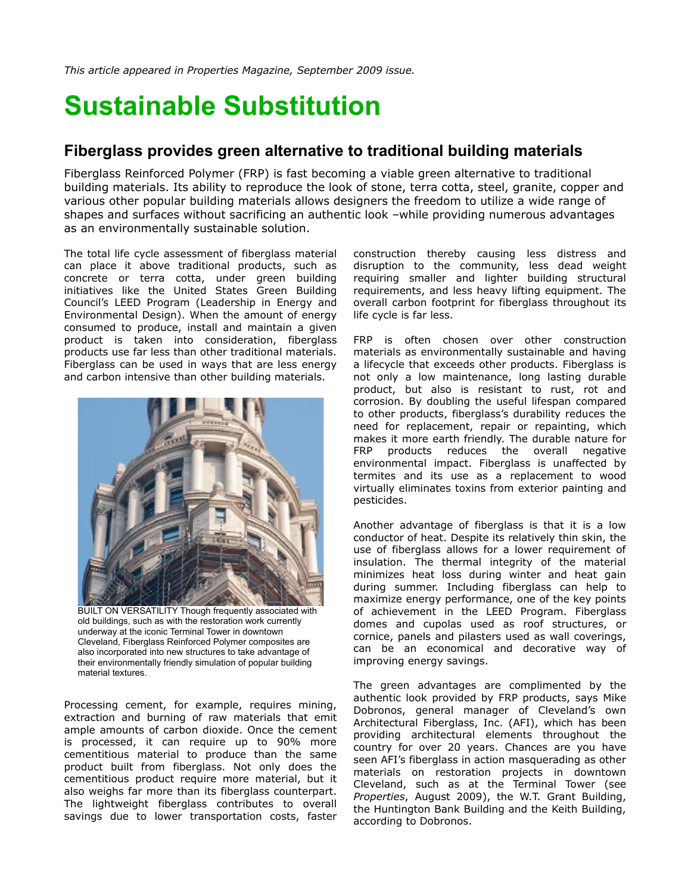*This article appeared in Properties Magazine, September 2009 issue.*

# Sustainable Substitution

## Fiberglass provides green alternative to traditional building materials

Fiberglass Reinforced Polymer (FRP) is fast becoming a viable green alternative to traditional building materials. Its ability to reproduce the look of stone, terra cotta, steel, granite, copper and various other popular building materials allows designers the freedom to utilize a wide range of shapes and surfaces without sacrificing an authentic look –while providing numerous advantages as an environmentally sustainable solution.

The total life cycle assessment of fiberglass material can place it above traditional products, such as concrete or terra cotta, under green building initiatives like the United States Green Building Council's LEED Program (Leadership in Energy and Environmental Design). When the amount of energy consumed to produce, install and maintain a given product is taken into consideration, fiberglass products use far less than other traditional materials. Fiberglass can be used in ways that are less energy and carbon intensive than other building materials.

BUILT ON VERSATILITY Though frequently associated with old buildings, such as with the restoration work currently underway at the iconic Terminal Tower in downtown Cleveland, Fiberglass Reinforced Polymer composites are also incorporated into new structures to take advantage of their environmentally friendly simulation of popular building material textures.

Processing cement, for example, requires mining, extraction and burning of raw materials that emit ample amounts of carbon dioxide. Once the cement is processed, it can require up to 90% more cementitious material to produce than the same product built from fiberglass. Not only does the cementitious product require more material, but it also weighs far more than its fiberglass counterpart. The lightweight fiberglass contributes to overall savings due to lower transportation costs, faster construction thereby causing less distress and disruption to the community, less dead weight requiring smaller and lighter building structural requirements, and less heavy lifting equipment. The overall carbon footprint for fiberglass throughout its life cycle is far less.

FRP is often chosen over other construction materials as environmentally sustainable and having a lifecycle that exceeds other products. Fiberglass is not only a low maintenance, long lasting durable product, but also is resistant to rust, rot and corrosion. By doubling the useful lifespan compared to other products, fiberglass's durability reduces the need for replacement, repair or repainting, which makes it more earth friendly. The durable nature for FRP products reduces the overall negative environmental impact. Fiberglass is unaffected by termites and its use as a replacement to wood virtually eliminates toxins from exterior painting and pesticides.

Another advantage of fiberglass is that it is a low conductor of heat. Despite its relatively thin skin, the use of fiberglass allows for a lower requirement of insulation. The thermal integrity of the material minimizes heat loss during winter and heat gain during summer. Including fiberglass can help to maximize energy performance, one of the key points of achievement in the LEED Program. Fiberglass domes and cupolas used as roof structures, or cornice, panels and pilasters used as wall coverings, can be an economical and decorative way of improving energy savings.

The green advantages are complimented by the authentic look provided by FRP products, says Mike Dobronos, general manager of Cleveland's own Architectural Fiberglass, Inc. (AFI), which has been providing architectural elements throughout the country for over 20 years. Chances are you have seen AFI's fiberglass in action masquerading as other materials on restoration projects in downtown Cleveland, such as at the Terminal Tower (see *Properties*, August 2009), the W.T. Grant Building, the Huntington Bank Building and the Keith Building, according to Dobronos.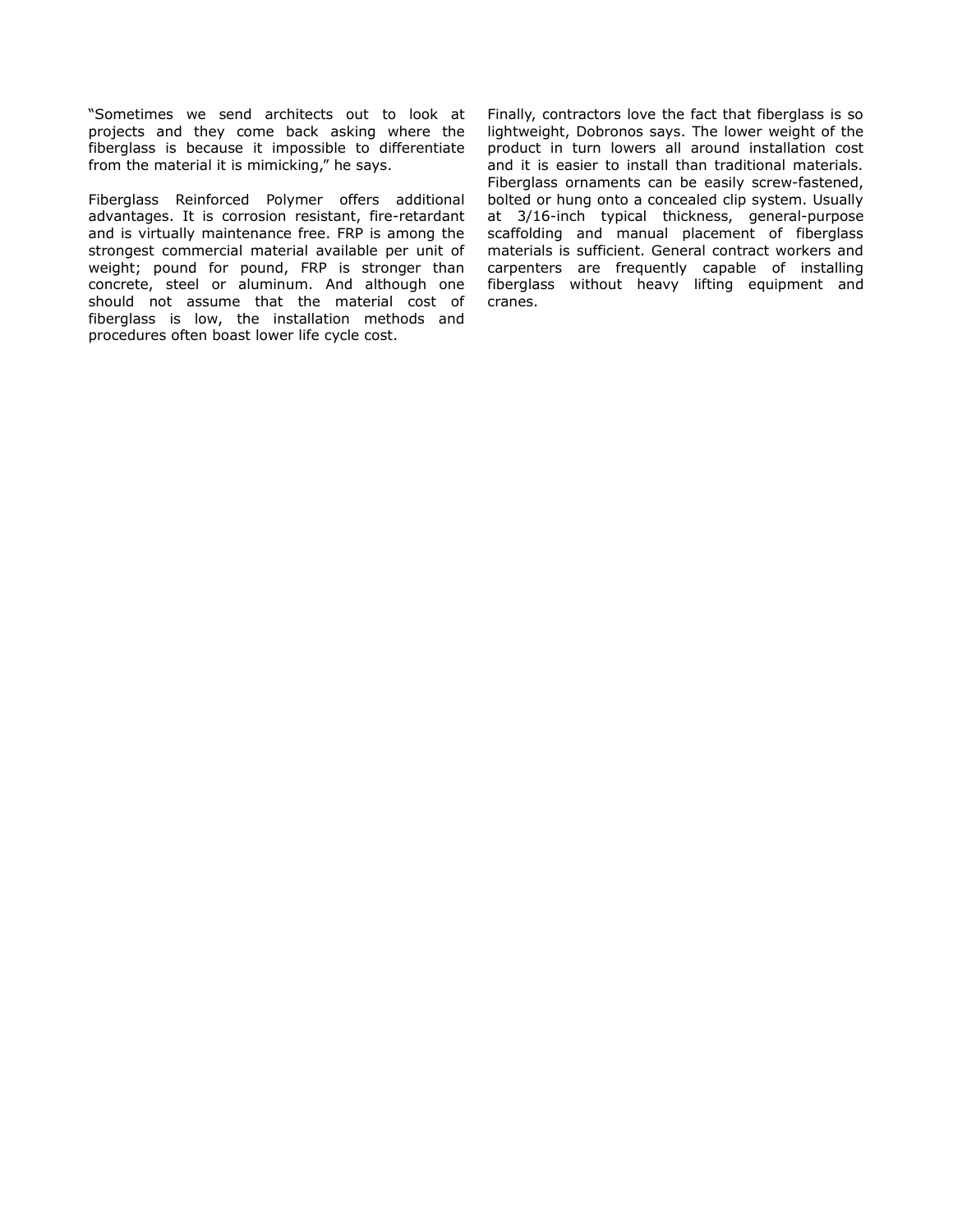"Sometimes we send architects out to look at projects and they come back asking where the fiberglass is because it impossible to differentiate from the material it is mimicking," he says.

Fiberglass Reinforced Polymer offers additional advantages. It is corrosion resistant, fire-retardant and is virtually maintenance free. FRP is among the strongest commercial material available per unit of weight; pound for pound, FRP is stronger than concrete, steel or aluminum. And although one should not assume that the material cost of fiberglass is low, the installation methods and procedures often boast lower life cycle cost.

Finally, contractors love the fact that fiberglass is so lightweight, Dobronos says. The lower weight of the product in turn lowers all around installation cost and it is easier to install than traditional materials. Fiberglass ornaments can be easily screw-fastened, bolted or hung onto a concealed clip system. Usually at 3/16-inch typical thickness, general-purpose scaffolding and manual placement of fiberglass materials is sufficient. General contract workers and carpenters are frequently capable of installing fiberglass without heavy lifting equipment and cranes.